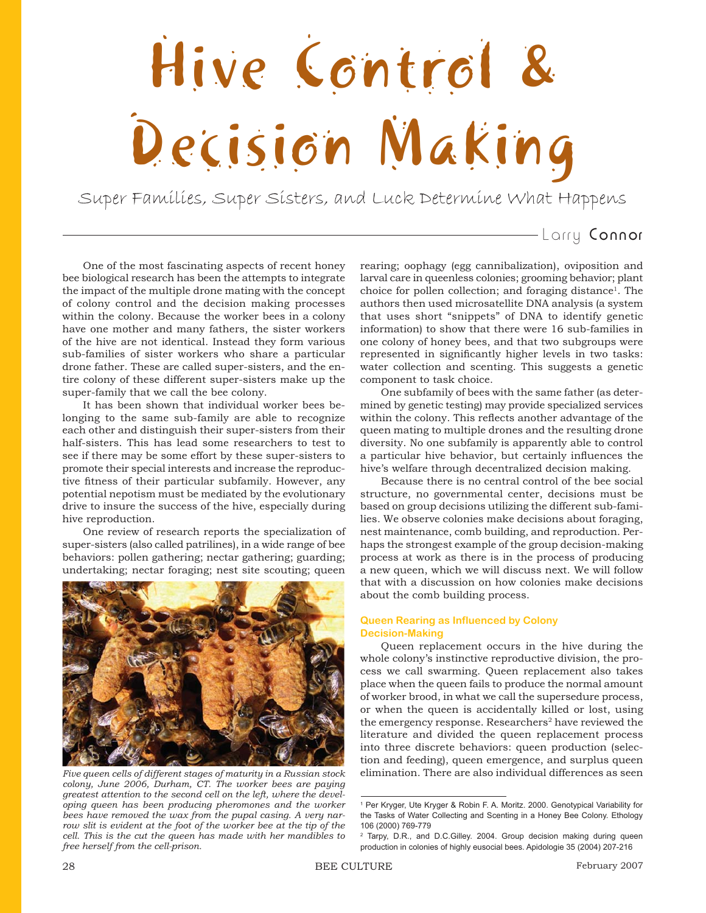# Hive Control & Decision Making

## Super Families, Super Sisters, and Luck Determine What Happens

Larry **Connor**

One of the most fascinating aspects of recent honey bee biological research has been the attempts to integrate the impact of the multiple drone mating with the concept of colony control and the decision making processes within the colony. Because the worker bees in a colony have one mother and many fathers, the sister workers of the hive are not identical. Instead they form various sub-families of sister workers who share a particular drone father. These are called super-sisters, and the entire colony of these different super-sisters make up the super-family that we call the bee colony.

It has been shown that individual worker bees belonging to the same sub-family are able to recognize each other and distinguish their super-sisters from their half-sisters. This has lead some researchers to test to see if there may be some effort by these super-sisters to promote their special interests and increase the reproductive fitness of their particular subfamily. However, any potential nepotism must be mediated by the evolutionary drive to insure the success of the hive, especially during hive reproduction.

One review of research reports the specialization of super-sisters (also called patrilines), in a wide range of bee behaviors: pollen gathering; nectar gathering; guarding; undertaking; nectar foraging; nest site scouting; queen rearing; oophagy (egg cannibalization), oviposition and larval care in queenless colonies; grooming behavior; plant choice for pollen collection; and foraging distance[1]. The authors then used microsatellite DNA analysis (a system that uses short "snippets" of DNA to identify genetic information) to show that there were 16 sub-families in one colony of honey bees, and that two subgroups were represented in significantly higher levels in two tasks: water collection and scenting. This suggests a genetic component to task choice.

*Five queen cells of different stages of maturity in a Russian stock colony, June 2006, Durham, CT. The worker bees are paying greatest attention to the second cell on the left, where the developing queen has been producing pheromones and the worker bees have removed the wax from the pupal casing. A very narrow slit is evident at the foot of the worker bee at the tip of the cell. This is the cut the queen has made with her mandibles to free herself from the cell-prison.*

One subfamily of bees with the same father (as determined by genetic testing) may provide specialized services within the colony. This reflects another advantage of the queen mating to multiple drones and the resulting drone diversity. No one subfamily is apparently able to control a particular hive behavior, but certainly influences the hive's welfare through decentralized decision making.

Because there is no central control of the bee social structure, no governmental center, decisions must be based on group decisions utilizing the different sub-families. We observe colonies make decisions about foraging, nest maintenance, comb building, and reproduction. Perhaps the strongest example of the group decision-making process at work as there is in the process of producing a new queen, which we will discuss next. We will follow that with a discussion on how colonies make decisions about the comb building process.

### Queen Rearing as Influenced by Colony Decision-Making

Queen replacement occurs in the hive during the whole colony's instinctive reproductive division, the process we call swarming. Queen replacement also takes place when the queen fails to produce the normal amount of worker brood, in what we call the supersedure process, or when the queen is accidentally killed or lost, using the emergency response. Researchers[2] have reviewed the literature and divided the queen replacement process into three discrete behaviors: queen production (selection and feeding), queen emergence, and surplus queen elimination. There are also individual differences as seen

---

[1] Per Kryger, Ute Kryger & Robin F. A. Moritz. 2000. Genotypical Variability for the Tasks of Water Collecting and Scenting in a Honey Bee Colony. Ethology 106 (2000) 769-779

[2] Tarpy, D.R., and D.C.Gilley. 2004. Group decision making during queen production in colonies of highly eusocial bees. Apidologie 35 (2004) 207-216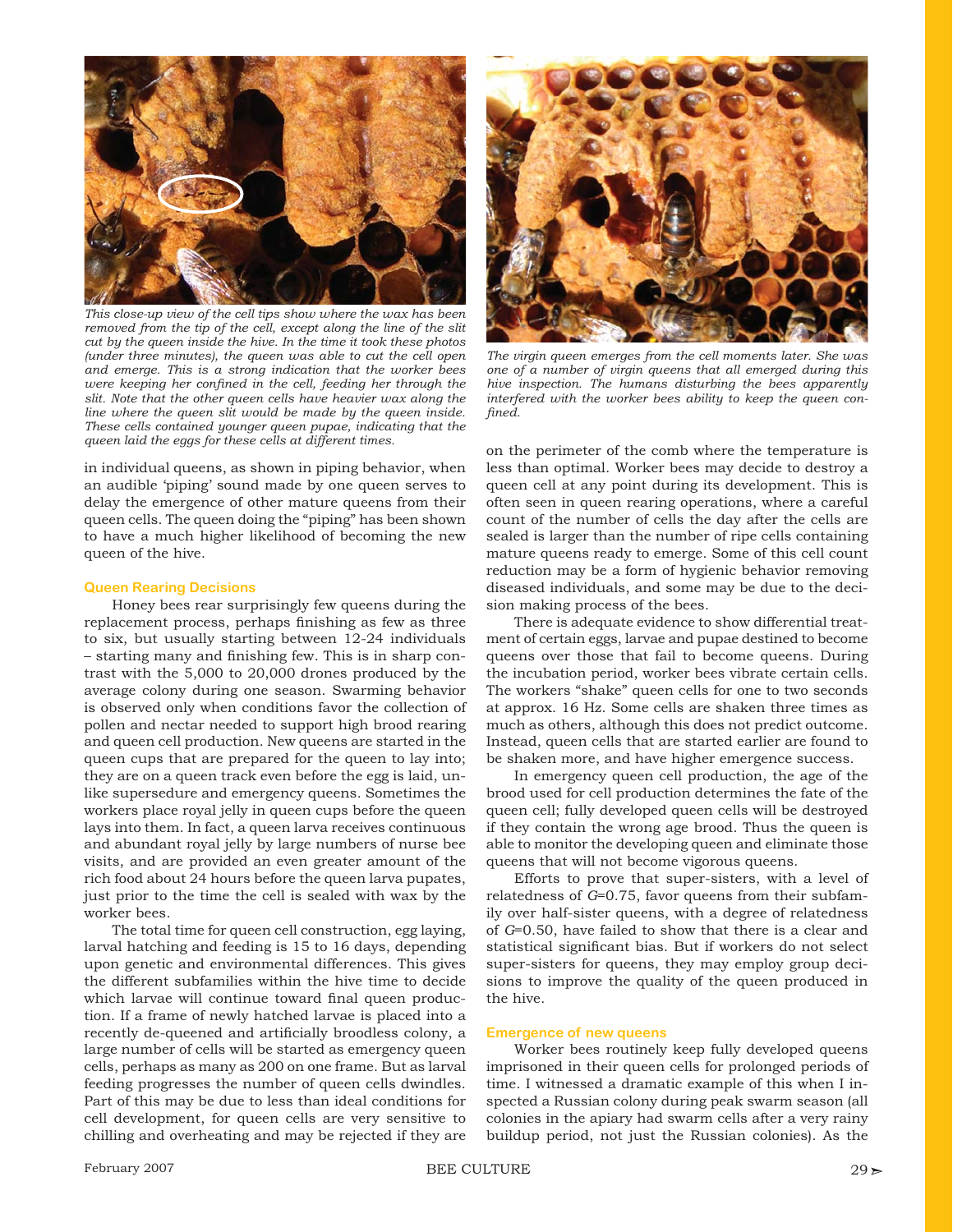*This close-up view of the cell tips show where the wax has been removed from the tip of the cell, except along the line of the slit cut by the queen inside the hive. In the time it took these photos (under three minutes), the queen was able to cut the cell open and emerge. This is a strong indication that the worker bees were keeping her confined in the cell, feeding her through the slit. Note that the other queen cells have heavier wax along the line where the queen slit would be made by the queen inside. These cells contained younger queen pupae, indicating that the queen laid the eggs for these cells at different times.*

*The virgin queen emerges from the cell moments later. She was one of a number of virgin queens that all emerged during this hive inspection. The humans disturbing the bees apparently interfered with the worker bees ability to keep the queen confined.*

in individual queens, as shown in piping behavior, when an audible 'piping' sound made by one queen serves to delay the emergence of other mature queens from their queen cells. The queen doing the "piping" has been shown to have a much higher likelihood of becoming the new queen of the hive.

### Queen Rearing Decisions

Honey bees rear surprisingly few queens during the replacement process, perhaps finishing as few as three to six, but usually starting between 12-24 individuals – starting many and finishing few. This is in sharp contrast with the 5,000 to 20,000 drones produced by the average colony during one season. Swarming behavior is observed only when conditions favor the collection of pollen and nectar needed to support high brood rearing and queen cell production. New queens are started in the queen cups that are prepared for the queen to lay into; they are on a queen track even before the egg is laid, unlike supersedure and emergency queens. Sometimes the workers place royal jelly in queen cups before the queen lays into them. In fact, a queen larva receives continuous and abundant royal jelly by large numbers of nurse bee visits, and are provided an even greater amount of the rich food about 24 hours before the queen larva pupates, just prior to the time the cell is sealed with wax by the worker bees.

The total time for queen cell construction, egg laying, larval hatching and feeding is 15 to 16 days, depending upon genetic and environmental differences. This gives the different subfamilies within the hive time to decide which larvae will continue toward final queen production. If a frame of newly hatched larvae is placed into a recently de-queened and artificially broodless colony, a large number of cells will be started as emergency queen cells, perhaps as many as 200 on one frame. But as larval feeding progresses the number of queen cells dwindles. Part of this may be due to less than ideal conditions for cell development, for queen cells are very sensitive to chilling and overheating and may be rejected if they are on the perimeter of the comb where the temperature is less than optimal. Worker bees may decide to destroy a queen cell at any point during its development. This is often seen in queen rearing operations, where a careful count of the number of cells the day after the cells are sealed is larger than the number of ripe cells containing mature queens ready to emerge. Some of this cell count reduction may be a form of hygienic behavior removing diseased individuals, and some may be due to the decision making process of the bees.

There is adequate evidence to show differential treatment of certain eggs, larvae and pupae destined to become queens over those that fail to become queens. During the incubation period, worker bees vibrate certain cells. The workers "shake" queen cells for one to two seconds at approx. 16 Hz. Some cells are shaken three times as much as others, although this does not predict outcome. Instead, queen cells that are started earlier are found to be shaken more, and have higher emergence success.

In emergency queen cell production, the age of the brood used for cell production determines the fate of the queen cell; fully developed queen cells will be destroyed if they contain the wrong age brood. Thus the queen is able to monitor the developing queen and eliminate those queens that will not become vigorous queens.

Efforts to prove that super-sisters, with a level of relatedness of $G$=0.75, favor queens from their subfamily over half-sister queens, with a degree of relatedness of $G$=0.50, have failed to show that there is a clear and statistical significant bias. But if workers do not select super-sisters for queens, they may employ group decisions to improve the quality of the queen produced in the hive.

### Emergence of new queens

Worker bees routinely keep fully developed queens imprisoned in their queen cells for prolonged periods of time. I witnessed a dramatic example of this when I inspected a Russian colony during peak swarm season (all colonies in the apiary had swarm cells after a very rainy buildup period, not just the Russian colonies). As the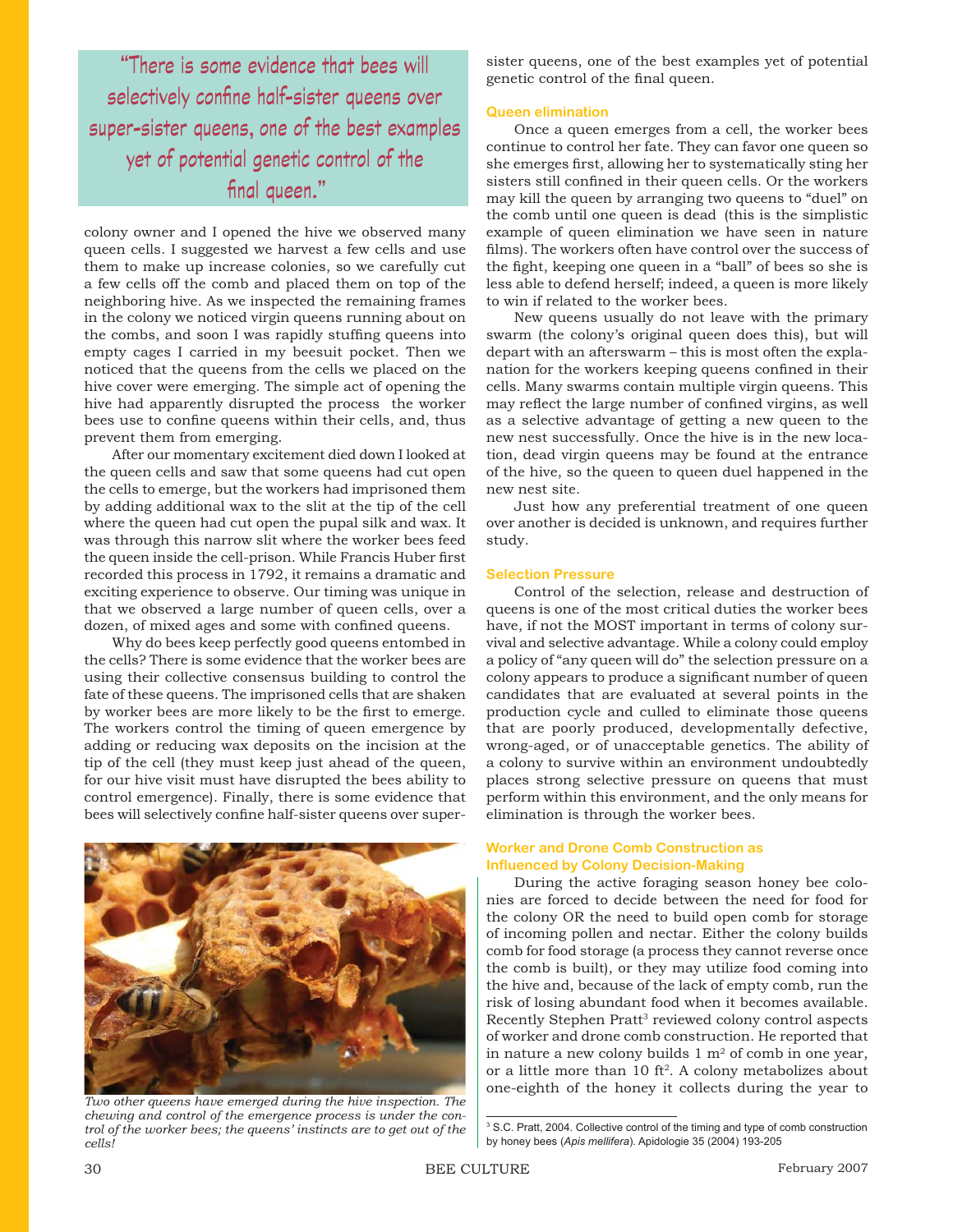> "There is some evidence that bees will selectively confine half-sister queens over super-sister queens, one of the best examples yet of potential genetic control of the final queen."

colony owner and I opened the hive we observed many queen cells. I suggested we harvest a few cells and use them to make up increase colonies, so we carefully cut a few cells off the comb and placed them on top of the neighboring hive. As we inspected the remaining frames in the colony we noticed virgin queens running about on the combs, and soon I was rapidly stuffing queens into empty cages I carried in my beesuit pocket. Then we noticed that the queens from the cells we placed on the hive cover were emerging. The simple act of opening the hive had apparently disrupted the process the worker bees use to confine queens within their cells, and, thus prevent them from emerging.

After our momentary excitement died down I looked at the queen cells and saw that some queens had cut open the cells to emerge, but the workers had imprisoned them by adding additional wax to the slit at the tip of the cell where the queen had cut open the pupal silk and wax. It was through this narrow slit where the worker bees feed the queen inside the cell-prison. While Francis Huber first recorded this process in 1792, it remains a dramatic and exciting experience to observe. Our timing was unique in that we observed a large number of queen cells, over a dozen, of mixed ages and some with confined queens.

Why do bees keep perfectly good queens entombed in the cells? There is some evidence that the worker bees are using their collective consensus building to control the fate of these queens. The imprisoned cells that are shaken by worker bees are more likely to be the first to emerge. The workers control the timing of queen emergence by adding or reducing wax deposits on the incision at the tip of the cell (they must keep just ahead of the queen, for our hive visit must have disrupted the bees ability to control emergence). Finally, there is some evidence that bees will selectively confine half-sister queens over super-sister queens, one of the best examples yet of potential genetic control of the final queen.

*Two other queens have emerged during the hive inspection. The chewing and control of the emergence process is under the control of the worker bees; the queens' instincts are to get out of the cells!*

### Queen elimination

Once a queen emerges from a cell, the worker bees continue to control her fate. They can favor one queen so she emerges first, allowing her to systematically sting her sisters still confined in their queen cells. Or the workers may kill the queen by arranging two queens to "duel" on the comb until one queen is dead (this is the simplistic example of queen elimination we have seen in nature films). The workers often have control over the success of the fight, keeping one queen in a "ball" of bees so she is less able to defend herself; indeed, a queen is more likely to win if related to the worker bees.

New queens usually do not leave with the primary swarm (the colony's original queen does this), but will depart with an afterswarm – this is most often the explanation for the workers keeping queens confined in their cells. Many swarms contain multiple virgin queens. This may reflect the large number of confined virgins, as well as a selective advantage of getting a new queen to the new nest successfully. Once the hive is in the new location, dead virgin queens may be found at the entrance of the hive, so the queen to queen duel happened in the new nest site.

Just how any preferential treatment of one queen over another is decided is unknown, and requires further study.

### Selection Pressure

Control of the selection, release and destruction of queens is one of the most critical duties the worker bees have, if not the MOST important in terms of colony survival and selective advantage. While a colony could employ a policy of "any queen will do" the selection pressure on a colony appears to produce a significant number of queen candidates that are evaluated at several points in the production cycle and culled to eliminate those queens that are poorly produced, developmentally defective, wrong-aged, or of unacceptable genetics. The ability of a colony to survive within an environment undoubtedly places strong selective pressure on queens that must perform within this environment, and the only means for elimination is through the worker bees.

### Worker and Drone Comb Construction as Influenced by Colony Decision-Making

During the active foraging season honey bee colonies are forced to decide between the need for food for the colony OR the need to build open comb for storage of incoming pollen and nectar. Either the colony builds comb for food storage (a process they cannot reverse once the comb is built), or they may utilize food coming into the hive and, because of the lack of empty comb, run the risk of losing abundant food when it becomes available. Recently Stephen Pratt[3] reviewed colony control aspects of worker and drone comb construction. He reported that in nature a new colony builds 1 $m^2$ of comb in one year, or a little more than 10 $ft^2$. A colony metabolizes about one-eighth of the honey it collects during the year to

[3] S.C. Pratt, 2004. Collective control of the timing and type of comb construction by honey bees (*Apis mellifera*). Apidologie 35 (2004) 193-205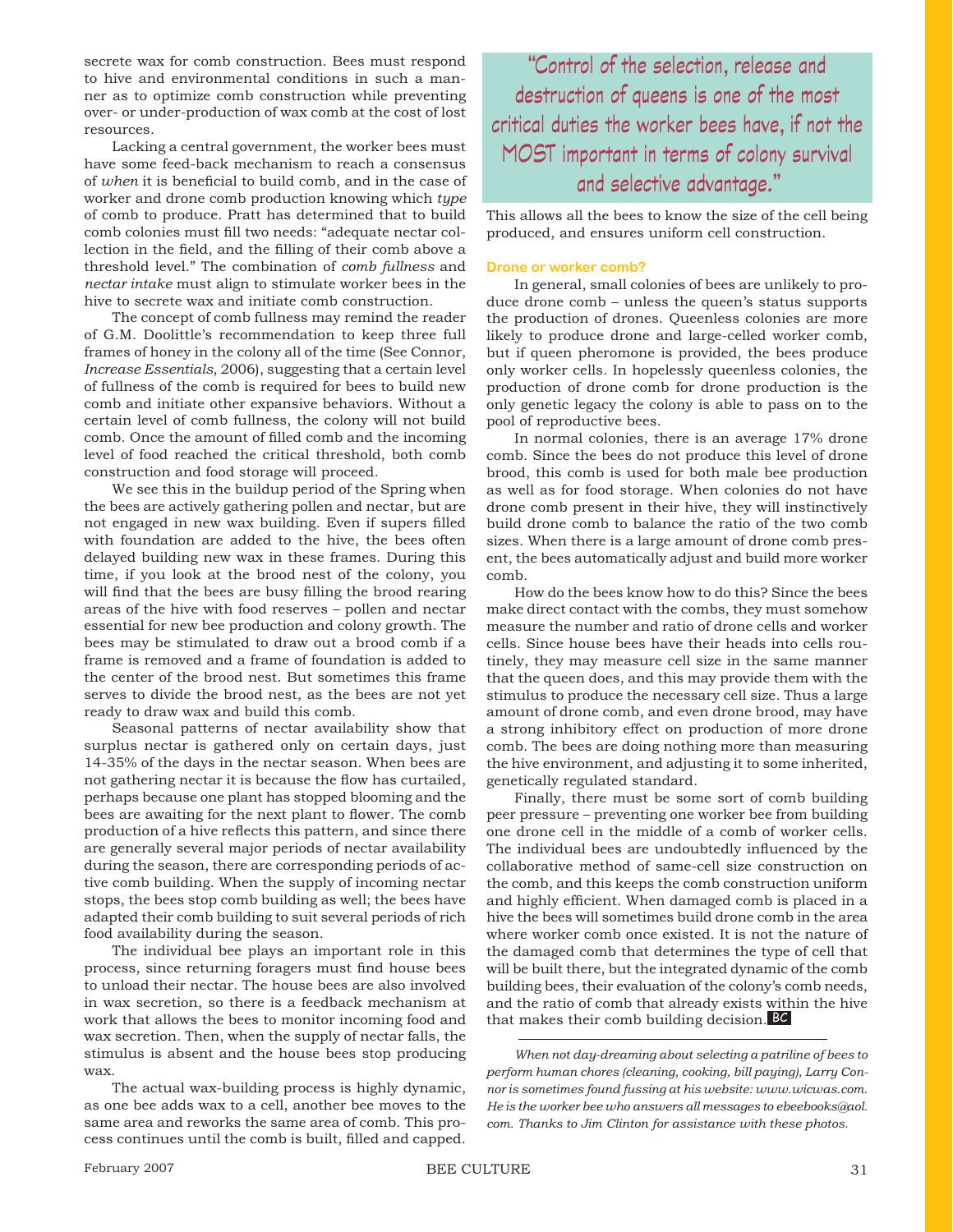secrete wax for comb construction. Bees must respond to hive and environmental conditions in such a manner as to optimize comb construction while preventing over- or under-production of wax comb at the cost of lost resources.

Lacking a central government, the worker bees must have some feed-back mechanism to reach a consensus of *when* it is beneficial to build comb, and in the case of worker and drone comb production knowing which *type* of comb to produce. Pratt has determined that to build comb colonies must fill two needs: "adequate nectar collection in the field, and the filling of their comb above a threshold level." The combination of *comb fullness* and *nectar intake* must align to stimulate worker bees in the hive to secrete wax and initiate comb construction.

The concept of comb fullness may remind the reader of G.M. Doolittle's recommendation to keep three full frames of honey in the colony all of the time (See Connor, *Increase Essentials*, 2006), suggesting that a certain level of fullness of the comb is required for bees to build new comb and initiate other expansive behaviors. Without a certain level of comb fullness, the colony will not build comb. Once the amount of filled comb and the incoming level of food reached the critical threshold, both comb construction and food storage will proceed.

We see this in the buildup period of the Spring when the bees are actively gathering pollen and nectar, but are not engaged in new wax building. Even if supers filled with foundation are added to the hive, the bees often delayed building new wax in these frames. During this time, if you look at the brood nest of the colony, you will find that the bees are busy filling the brood rearing areas of the hive with food reserves – pollen and nectar essential for new bee production and colony growth. The bees may be stimulated to draw out a brood comb if a frame is removed and a frame of foundation is added to the center of the brood nest. But sometimes this frame serves to divide the brood nest, as the bees are not yet ready to draw wax and build this comb.

Seasonal patterns of nectar availability show that surplus nectar is gathered only on certain days, just 14-35% of the days in the nectar season. When bees are not gathering nectar it is because the flow has curtailed, perhaps because one plant has stopped blooming and the bees are awaiting for the next plant to flower. The comb production of a hive reflects this pattern, and since there are generally several major periods of nectar availability during the season, there are corresponding periods of active comb building. When the supply of incoming nectar stops, the bees stop comb building as well; the bees have adapted their comb building to suit several periods of rich food availability during the season.

The individual bee plays an important role in this process, since returning foragers must find house bees to unload their nectar. The house bees are also involved in wax secretion, so there is a feedback mechanism at work that allows the bees to monitor incoming food and wax secretion. Then, when the supply of nectar falls, the stimulus is absent and the house bees stop producing wax.

The actual wax-building process is highly dynamic, as one bee adds wax to a cell, another bee moves to the same area and reworks the same area of comb. This process continues until the comb is built, filled and capped.

> "Control of the selection, release and destruction of queens is one of the most critical duties the worker bees have, if not the MOST important in terms of colony survival and selective advantage."

This allows all the bees to know the size of the cell being produced, and ensures uniform cell construction.

### Drone or worker comb?

In general, small colonies of bees are unlikely to produce drone comb – unless the queen's status supports the production of drones. Queenless colonies are more likely to produce drone and large-celled worker comb, but if queen pheromone is provided, the bees produce only worker cells. In hopelessly queenless colonies, the production of drone comb for drone production is the only genetic legacy the colony is able to pass on to the pool of reproductive bees.

In normal colonies, there is an average 17% drone comb. Since the bees do not produce this level of drone brood, this comb is used for both male bee production as well as for food storage. When colonies do not have drone comb present in their hive, they will instinctively build drone comb to balance the ratio of the two comb sizes. When there is a large amount of drone comb present, the bees automatically adjust and build more worker comb.

How do the bees know how to do this? Since the bees make direct contact with the combs, they must somehow measure the number and ratio of drone cells and worker cells. Since house bees have their heads into cells routinely, they may measure cell size in the same manner that the queen does, and this may provide them with the stimulus to produce the necessary cell size. Thus a large amount of drone comb, and even drone brood, may have a strong inhibitory effect on production of more drone comb. The bees are doing nothing more than measuring the hive environment, and adjusting it to some inherited, genetically regulated standard.

Finally, there must be some sort of comb building peer pressure – preventing one worker bee from building one drone cell in the middle of a comb of worker cells. The individual bees are undoubtedly influenced by the collaborative method of same-cell size construction on the comb, and this keeps the comb construction uniform and highly efficient. When damaged comb is placed in a hive the bees will sometimes build drone comb in the area where worker comb once existed. It is not the nature of the damaged comb that determines the type of cell that will be built there, but the integrated dynamic of the comb building bees, their evaluation of the colony's comb needs, and the ratio of comb that already exists within the hive that makes their comb building decision. BC

---

*When not day-dreaming about selecting a patriline of bees to perform human chores (cleaning, cooking, bill paying), Larry Connor is sometimes found fussing at his website: www.wicwas.com. He is the worker bee who answers all messages to ebeebooks@aol.com. Thanks to Jim Clinton for assistance with these photos.*